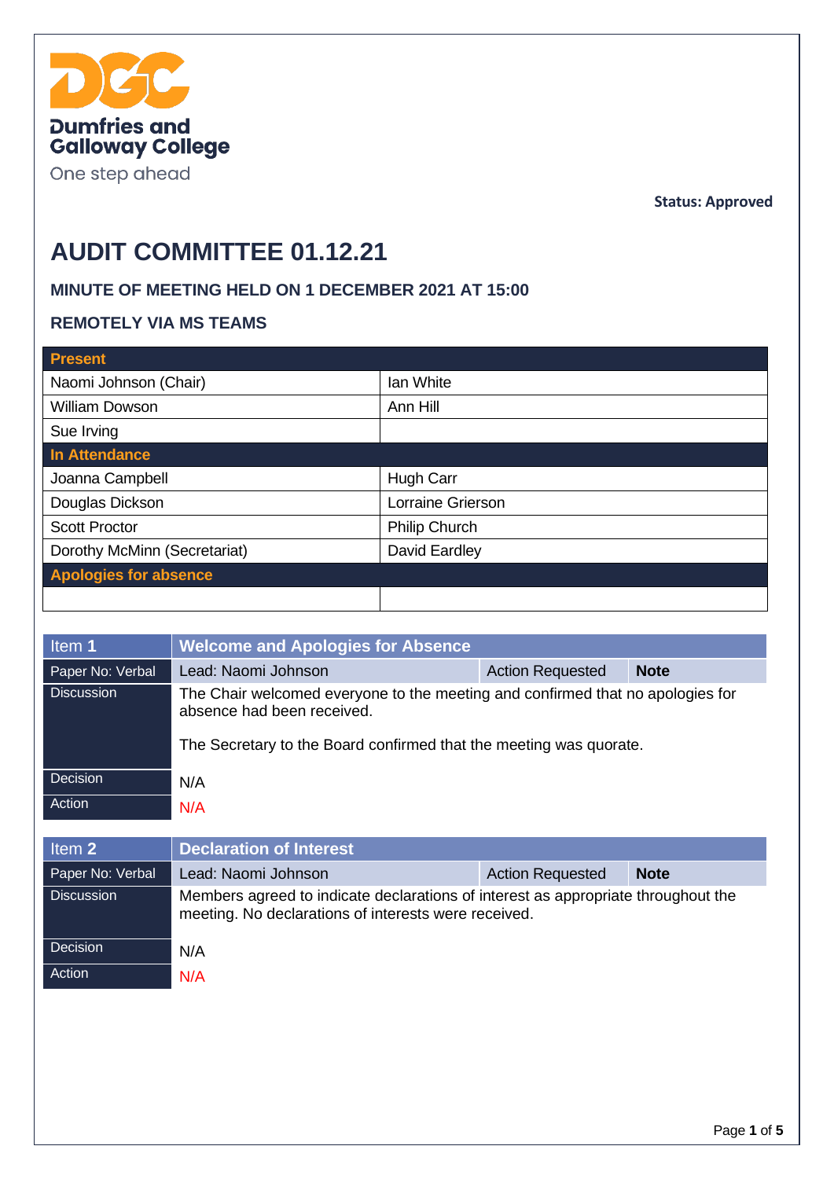Dumfries and Galloway College

One step ahead

**Status: Approved**

# AUDIT COMMITTEE 01.12.21

### MINUTE OF MEETING HELD ON 1 DECEMBER 2021 AT 15:00

### REMOTELY VIA MS TEAMS

| **Present** | |
|---|---|
| Naomi Johnson (Chair) | Ian White |
| William Dowson | Ann Hill |
| Sue Irving | |
| **In Attendance** | |
| Joanna Campbell | Hugh Carr |
| Douglas Dickson | Lorraine Grierson |
| Scott Proctor | Philip Church |
| Dorothy McMinn (Secretariat) | David Eardley |
| **Apologies for absence** | |
| | |

| Item **1** | **Welcome and Apologies for Absence** | | |
|---|---|---|---|
| Paper No: Verbal | Lead: Naomi Johnson | Action Requested | **Note** |
| Discussion | The Chair welcomed everyone to the meeting and confirmed that no apologies for absence had been received.<br><br>The Secretary to the Board confirmed that the meeting was quorate. | | |
| Decision | N/A | | |
| Action | N/A | | |

| Item **2** | **Declaration of Interest** | | |
|---|---|---|---|
| Paper No: Verbal | Lead: Naomi Johnson | Action Requested | **Note** |
| Discussion | Members agreed to indicate declarations of interest as appropriate throughout the meeting. No declarations of interests were received. | | |
| Decision | N/A | | |
| Action | N/A | | |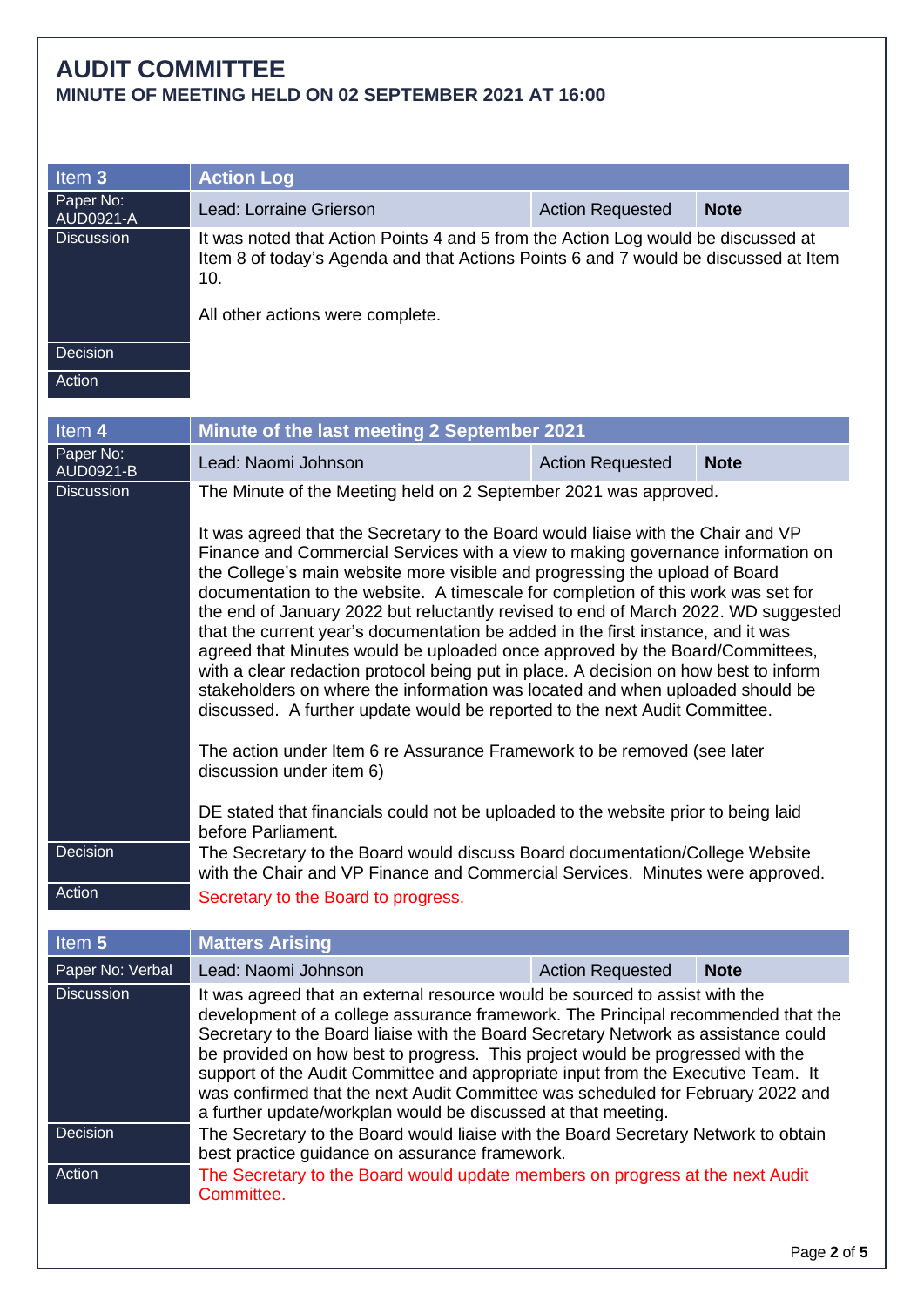# AUDIT COMMITTEE

## MINUTE OF MEETING HELD ON 02 SEPTEMBER 2021 AT 16:00

| Item 3 | Action Log | | |
|---|---|---|---|
| Paper No: AUD0921-A | Lead: Lorraine Grierson | Action Requested | **Note** |
| Discussion | It was noted that Action Points 4 and 5 from the Action Log would be discussed at Item 8 of today's Agenda and that Actions Points 6 and 7 would be discussed at Item 10.<br><br>All other actions were complete. | | |
| Decision | | | |
| Action | | | |

| Item 4 | Minute of the last meeting 2 September 2021 | | |
|---|---|---|---|
| Paper No: AUD0921-B | Lead: Naomi Johnson | Action Requested | **Note** |
| Discussion | The Minute of the Meeting held on 2 September 2021 was approved.<br><br>It was agreed that the Secretary to the Board would liaise with the Chair and VP Finance and Commercial Services with a view to making governance information on the College's main website more visible and progressing the upload of Board documentation to the website. A timescale for completion of this work was set for the end of January 2022 but reluctantly revised to end of March 2022. WD suggested that the current year's documentation be added in the first instance, and it was agreed that Minutes would be uploaded once approved by the Board/Committees, with a clear redaction protocol being put in place. A decision on how best to inform stakeholders on where the information was located and when uploaded should be discussed. A further update would be reported to the next Audit Committee.<br><br>The action under Item 6 re Assurance Framework to be removed (see later discussion under item 6)<br><br>DE stated that financials could not be uploaded to the website prior to being laid before Parliament. | | |
| Decision | The Secretary to the Board would discuss Board documentation/College Website with the Chair and VP Finance and Commercial Services. Minutes were approved. | | |
| Action | Secretary to the Board to progress. | | |

| Item 5 | Matters Arising | | |
|---|---|---|---|
| Paper No: Verbal | Lead: Naomi Johnson | Action Requested | **Note** |
| Discussion | It was agreed that an external resource would be sourced to assist with the development of a college assurance framework. The Principal recommended that the Secretary to the Board liaise with the Board Secretary Network as assistance could be provided on how best to progress. This project would be progressed with the support of the Audit Committee and appropriate input from the Executive Team. It was confirmed that the next Audit Committee was scheduled for February 2022 and a further update/workplan would be discussed at that meeting. | | |
| Decision | The Secretary to the Board would liaise with the Board Secretary Network to obtain best practice guidance on assurance framework. | | |
| Action | The Secretary to the Board would update members on progress at the next Audit Committee. | | |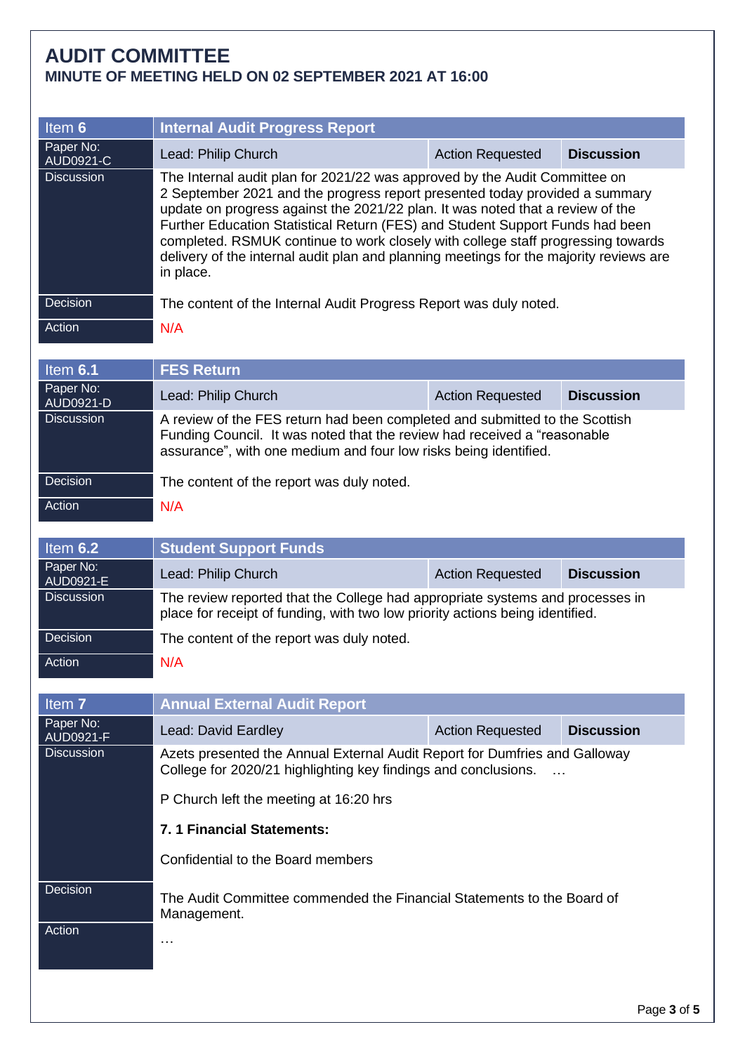# AUDIT COMMITTEE

## MINUTE OF MEETING HELD ON 02 SEPTEMBER 2021 AT 16:00

| Item **6** | **Internal Audit Progress Report** | | |
|---|---|---|---|
| Paper No: AUD0921-C | Lead: Philip Church | Action Requested | **Discussion** |
| Discussion | The Internal audit plan for 2021/22 was approved by the Audit Committee on 2 September 2021 and the progress report presented today provided a summary update on progress against the 2021/22 plan. It was noted that a review of the Further Education Statistical Return (FES) and Student Support Funds had been completed. RSMUK continue to work closely with college staff progressing towards delivery of the internal audit plan and planning meetings for the majority reviews are in place. | | |
| Decision | The content of the Internal Audit Progress Report was duly noted. | | |
| Action | N/A | | |

| Item **6.1** | **FES Return** | | |
|---|---|---|---|
| Paper No: AUD0921-D | Lead: Philip Church | Action Requested | **Discussion** |
| Discussion | A review of the FES return had been completed and submitted to the Scottish Funding Council. It was noted that the review had received a "reasonable assurance", with one medium and four low risks being identified. | | |
| Decision | The content of the report was duly noted. | | |
| Action | N/A | | |

| Item **6.2** | **Student Support Funds** | | |
|---|---|---|---|
| Paper No: AUD0921-E | Lead: Philip Church | Action Requested | **Discussion** |
| Discussion | The review reported that the College had appropriate systems and processes in place for receipt of funding, with two low priority actions being identified. | | |
| Decision | The content of the report was duly noted. | | |
| Action | N/A | | |

| Item **7** | **Annual External Audit Report** | | |
|---|---|---|---|
| Paper No: AUD0921-F | Lead: David Eardley | Action Requested | **Discussion** |
| Discussion | Azets presented the Annual External Audit Report for Dumfries and Galloway College for 2020/21 highlighting key findings and conclusions. …<br><br>P Church left the meeting at 16:20 hrs<br><br>**7. 1 Financial Statements:**<br><br>Confidential to the Board members | | |
| Decision | The Audit Committee commended the Financial Statements to the Board of Management. | | |
| Action | … | | |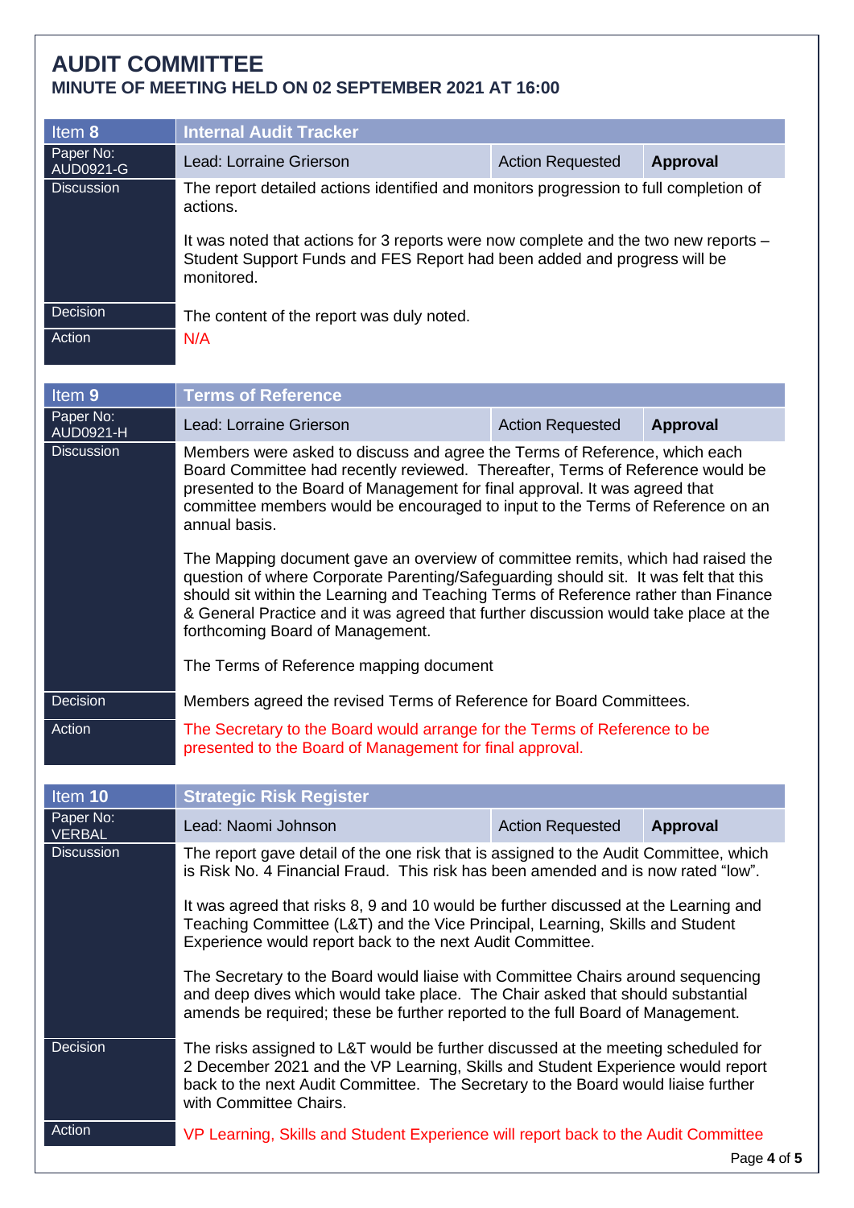# AUDIT COMMITTEE

## MINUTE OF MEETING HELD ON 02 SEPTEMBER 2021 AT 16:00

| Item 8 | Internal Audit Tracker | | |
|---|---|---|---|
| Paper No: AUD0921-G | Lead: Lorraine Grierson | Action Requested | **Approval** |
| Discussion | The report detailed actions identified and monitors progression to full completion of actions.<br><br>It was noted that actions for 3 reports were now complete and the two new reports – Student Support Funds and FES Report had been added and progress will be monitored. | | |
| Decision | The content of the report was duly noted. | | |
| Action | N/A | | |

| Item 9 | Terms of Reference | | |
|---|---|---|---|
| Paper No: AUD0921-H | Lead: Lorraine Grierson | Action Requested | **Approval** |
| Discussion | Members were asked to discuss and agree the Terms of Reference, which each Board Committee had recently reviewed. Thereafter, Terms of Reference would be presented to the Board of Management for final approval. It was agreed that committee members would be encouraged to input to the Terms of Reference on an annual basis.<br><br>The Mapping document gave an overview of committee remits, which had raised the question of where Corporate Parenting/Safeguarding should sit. It was felt that this should sit within the Learning and Teaching Terms of Reference rather than Finance & General Practice and it was agreed that further discussion would take place at the forthcoming Board of Management.<br><br>The Terms of Reference mapping document | | |
| Decision | Members agreed the revised Terms of Reference for Board Committees. | | |
| Action | The Secretary to the Board would arrange for the Terms of Reference to be presented to the Board of Management for final approval. | | |

| Item 10 | Strategic Risk Register | | |
|---|---|---|---|
| Paper No: VERBAL | Lead: Naomi Johnson | Action Requested | **Approval** |
| Discussion | The report gave detail of the one risk that is assigned to the Audit Committee, which is Risk No. 4 Financial Fraud. This risk has been amended and is now rated "low".<br><br>It was agreed that risks 8, 9 and 10 would be further discussed at the Learning and Teaching Committee (L&T) and the Vice Principal, Learning, Skills and Student Experience would report back to the next Audit Committee.<br><br>The Secretary to the Board would liaise with Committee Chairs around sequencing and deep dives which would take place. The Chair asked that should substantial amends be required; these be further reported to the full Board of Management. | | |
| Decision | The risks assigned to L&T would be further discussed at the meeting scheduled for 2 December 2021 and the VP Learning, Skills and Student Experience would report back to the next Audit Committee. The Secretary to the Board would liaise further with Committee Chairs. | | |
| Action | VP Learning, Skills and Student Experience will report back to the Audit Committee | | |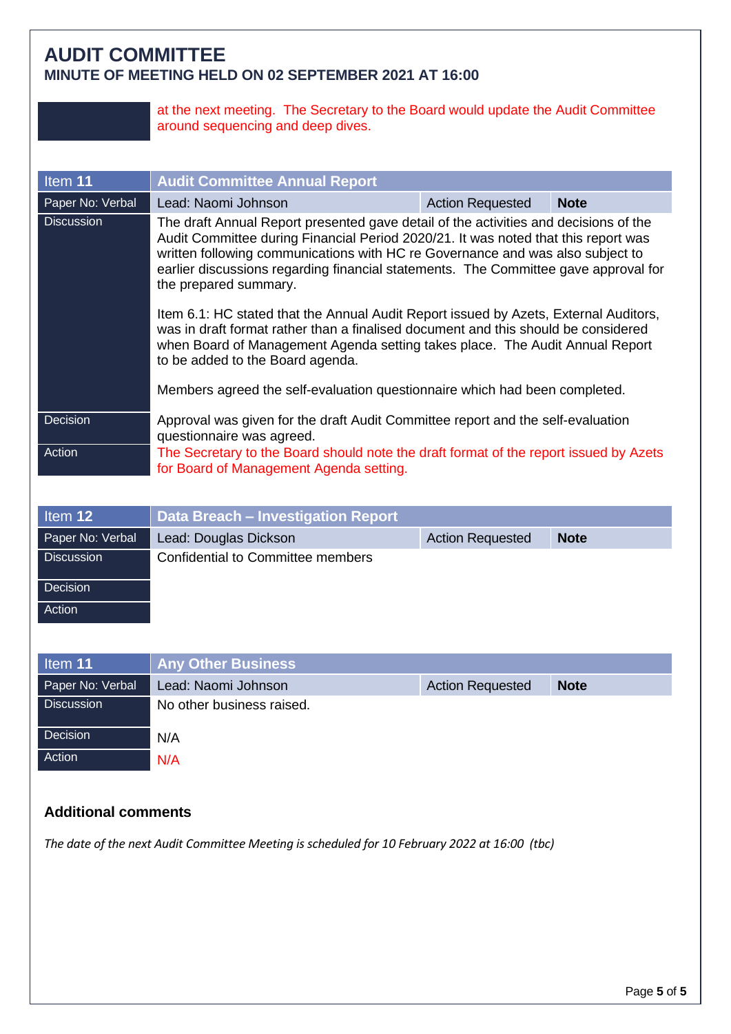# AUDIT COMMITTEE

## MINUTE OF MEETING HELD ON 02 SEPTEMBER 2021 AT 16:00

| | |
|---|---|
| | at the next meeting. The Secretary to the Board would update the Audit Committee around sequencing and deep dives. |

| Item **11** | **Audit Committee Annual Report** | | |
|---|---|---|---|
| Paper No: Verbal | Lead: Naomi Johnson | Action Requested | **Note** |
| Discussion | The draft Annual Report presented gave detail of the activities and decisions of the Audit Committee during Financial Period 2020/21. It was noted that this report was written following communications with HC re Governance and was also subject to earlier discussions regarding financial statements. The Committee gave approval for the prepared summary.<br><br>Item 6.1: HC stated that the Annual Audit Report issued by Azets, External Auditors, was in draft format rather than a finalised document and this should be considered when Board of Management Agenda setting takes place. The Audit Annual Report to be added to the Board agenda.<br><br>Members agreed the self-evaluation questionnaire which had been completed. | | |
| Decision | Approval was given for the draft Audit Committee report and the self-evaluation questionnaire was agreed. | | |
| Action | The Secretary to the Board should note the draft format of the report issued by Azets for Board of Management Agenda setting. | | |

| Item **12** | **Data Breach – Investigation Report** | | |
|---|---|---|---|
| Paper No: Verbal | Lead: Douglas Dickson | Action Requested | **Note** |
| Discussion | Confidential to Committee members | | |
| Decision | | | |
| Action | | | |

| Item **11** | **Any Other Business** | | |
|---|---|---|---|
| Paper No: Verbal | Lead: Naomi Johnson | Action Requested | **Note** |
| Discussion | No other business raised. | | |
| Decision | N/A | | |
| Action | N/A | | |

### Additional comments

*The date of the next Audit Committee Meeting is scheduled for 10 February 2022 at 16:00 (tbc)*